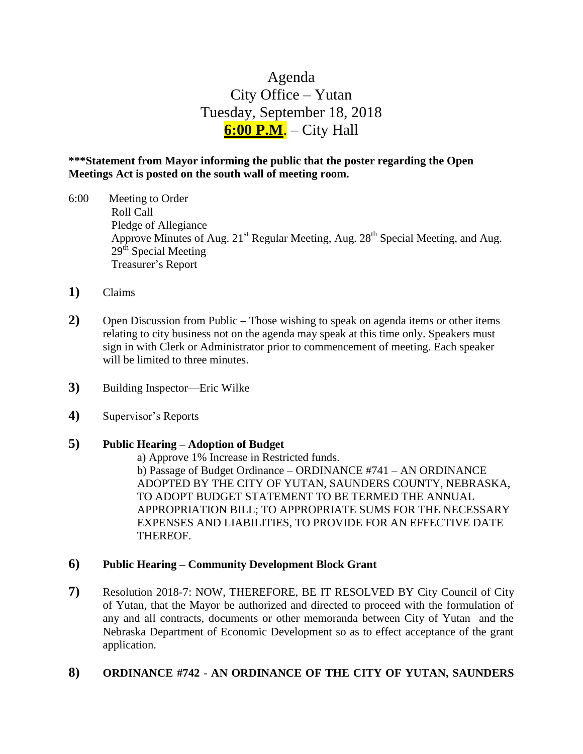# Agenda
# City Office – Yutan
# Tuesday, September 18, 2018
# **6:00 P.M**. – City Hall

**\*\*\*Statement from Mayor informing the public that the poster regarding the Open Meetings Act is posted on the south wall of meeting room.**

6:00 Meeting to Order
Roll Call
Pledge of Allegiance
Approve Minutes of Aug. 21st Regular Meeting, Aug. 28th Special Meeting, and Aug. 29th Special Meeting
Treasurer's Report

**1)** Claims

**2)** Open Discussion from Public – Those wishing to speak on agenda items or other items relating to city business not on the agenda may speak at this time only. Speakers must sign in with Clerk or Administrator prior to commencement of meeting. Each speaker will be limited to three minutes.

**3)** Building Inspector—Eric Wilke

**4)** Supervisor's Reports

**5) Public Hearing – Adoption of Budget**

a) Approve 1% Increase in Restricted funds.

b) Passage of Budget Ordinance – ORDINANCE #741 – AN ORDINANCE ADOPTED BY THE CITY OF YUTAN, SAUNDERS COUNTY, NEBRASKA, TO ADOPT BUDGET STATEMENT TO BE TERMED THE ANNUAL APPROPRIATION BILL; TO APPROPRIATE SUMS FOR THE NECESSARY EXPENSES AND LIABILITIES, TO PROVIDE FOR AN EFFECTIVE DATE THEREOF.

**6) Public Hearing – Community Development Block Grant**

**7)** Resolution 2018-7: NOW, THEREFORE, BE IT RESOLVED BY City Council of City of Yutan, that the Mayor be authorized and directed to proceed with the formulation of any and all contracts, documents or other memoranda between City of Yutan and the Nebraska Department of Economic Development so as to effect acceptance of the grant application.

**8) ORDINANCE #742 - AN ORDINANCE OF THE CITY OF YUTAN, SAUNDERS**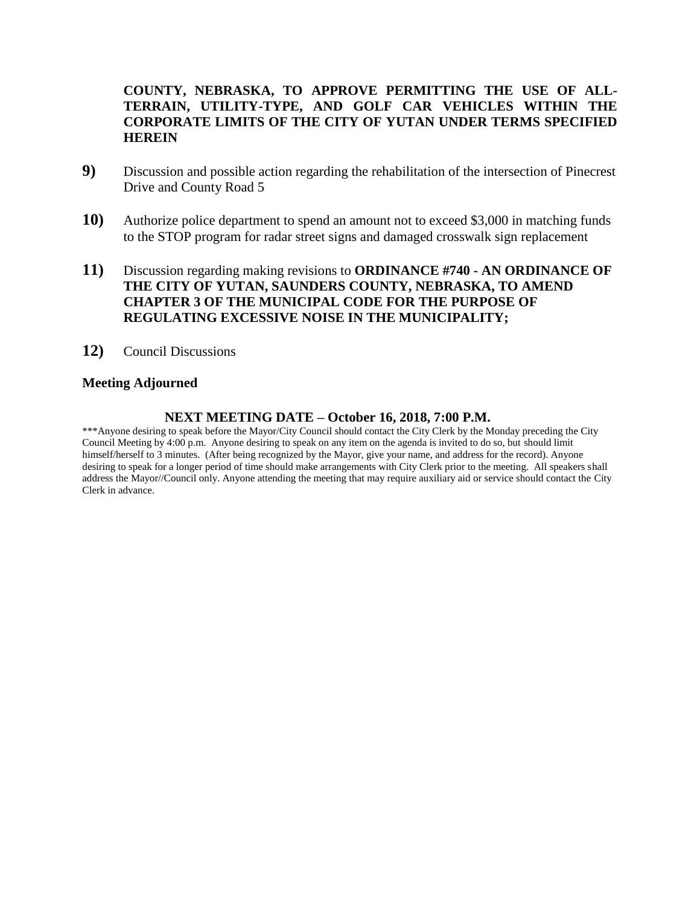**COUNTY, NEBRASKA, TO APPROVE PERMITTING THE USE OF ALL-TERRAIN, UTILITY-TYPE, AND GOLF CAR VEHICLES WITHIN THE CORPORATE LIMITS OF THE CITY OF YUTAN UNDER TERMS SPECIFIED HEREIN**

**9)** Discussion and possible action regarding the rehabilitation of the intersection of Pinecrest Drive and County Road 5

**10)** Authorize police department to spend an amount not to exceed $3,000 in matching funds to the STOP program for radar street signs and damaged crosswalk sign replacement

**11)** Discussion regarding making revisions to **ORDINANCE #740 - AN ORDINANCE OF THE CITY OF YUTAN, SAUNDERS COUNTY, NEBRASKA, TO AMEND CHAPTER 3 OF THE MUNICIPAL CODE FOR THE PURPOSE OF REGULATING EXCESSIVE NOISE IN THE MUNICIPALITY;**

**12)** Council Discussions

**Meeting Adjourned**

**NEXT MEETING DATE – October 16, 2018, 7:00 P.M.**

***Anyone desiring to speak before the Mayor/City Council should contact the City Clerk by the Monday preceding the City Council Meeting by 4:00 p.m. Anyone desiring to speak on any item on the agenda is invited to do so, but should limit himself/herself to 3 minutes. (After being recognized by the Mayor, give your name, and address for the record). Anyone desiring to speak for a longer period of time should make arrangements with City Clerk prior to the meeting. All speakers shall address the Mayor//Council only. Anyone attending the meeting that may require auxiliary aid or service should contact the City Clerk in advance.